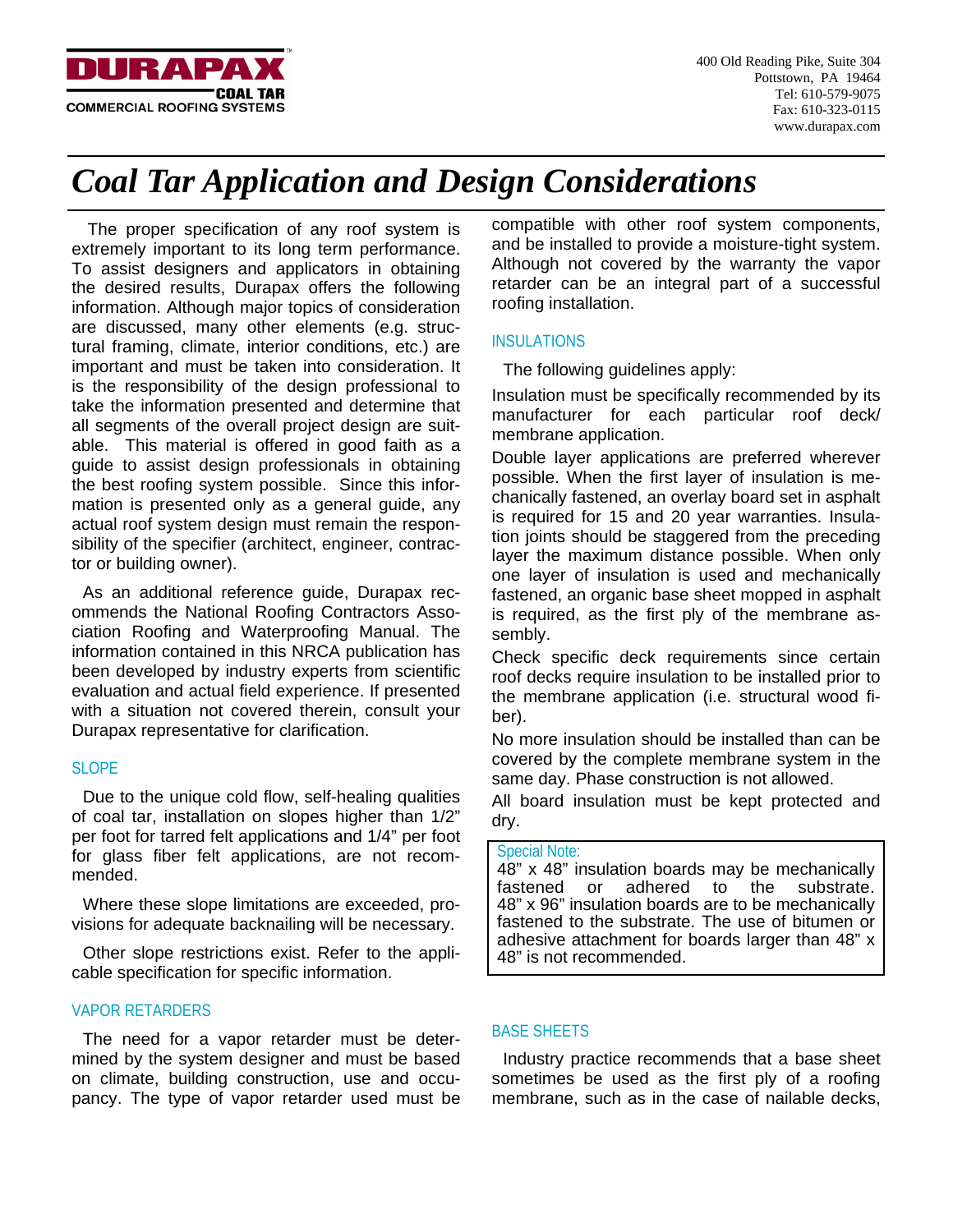**DURAPAX** COAL TAR
COMMERCIAL ROOFING SYSTEMS

400 Old Reading Pike, Suite 304
Pottstown, PA 19464
Tel: 610-579-9075
Fax: 610-323-0115
www.durapax.com

# *Coal Tar Application and Design Considerations*

The proper specification of any roof system is extremely important to its long term performance. To assist designers and applicators in obtaining the desired results, Durapax offers the following information. Although major topics of consideration are discussed, many other elements (e.g. structural framing, climate, interior conditions, etc.) are important and must be taken into consideration. It is the responsibility of the design professional to take the information presented and determine that all segments of the overall project design are suitable. This material is offered in good faith as a guide to assist design professionals in obtaining the best roofing system possible. Since this information is presented only as a general guide, any actual roof system design must remain the responsibility of the specifier (architect, engineer, contractor or building owner).

As an additional reference guide, Durapax recommends the National Roofing Contractors Association Roofing and Waterproofing Manual. The information contained in this NRCA publication has been developed by industry experts from scientific evaluation and actual field experience. If presented with a situation not covered therein, consult your Durapax representative for clarification.

## SLOPE

Due to the unique cold flow, self-healing qualities of coal tar, installation on slopes higher than 1/2" per foot for tarred felt applications and 1/4" per foot for glass fiber felt applications, are not recommended.

Where these slope limitations are exceeded, provisions for adequate backnailing will be necessary.

Other slope restrictions exist. Refer to the applicable specification for specific information.

## VAPOR RETARDERS

The need for a vapor retarder must be determined by the system designer and must be based on climate, building construction, use and occupancy. The type of vapor retarder used must be compatible with other roof system components, and be installed to provide a moisture-tight system. Although not covered by the warranty the vapor retarder can be an integral part of a successful roofing installation.

## INSULATIONS

The following guidelines apply:

Insulation must be specifically recommended by its manufacturer for each particular roof deck/ membrane application.

Double layer applications are preferred wherever possible. When the first layer of insulation is mechanically fastened, an overlay board set in asphalt is required for 15 and 20 year warranties. Insulation joints should be staggered from the preceding layer the maximum distance possible. When only one layer of insulation is used and mechanically fastened, an organic base sheet mopped in asphalt is required, as the first ply of the membrane assembly.

Check specific deck requirements since certain roof decks require insulation to be installed prior to the membrane application (i.e. structural wood fiber).

No more insulation should be installed than can be covered by the complete membrane system in the same day. Phase construction is not allowed.

All board insulation must be kept protected and dry.

> Special Note:
> 48" x 48" insulation boards may be mechanically fastened or adhered to the substrate. 48" x 96" insulation boards are to be mechanically fastened to the substrate. The use of bitumen or adhesive attachment for boards larger than 48" x 48" is not recommended.

## BASE SHEETS

Industry practice recommends that a base sheet sometimes be used as the first ply of a roofing membrane, such as in the case of nailable decks,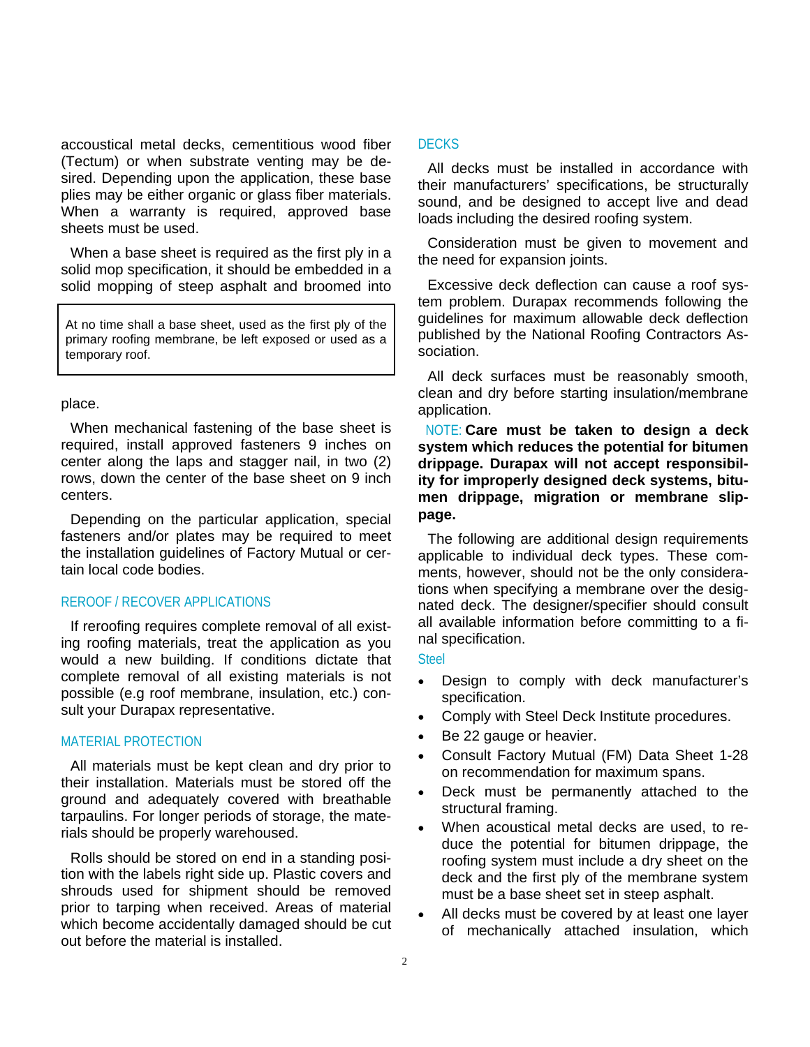accoustical metal decks, cementitious wood fiber (Tectum) or when substrate venting may be desired. Depending upon the application, these base plies may be either organic or glass fiber materials. When a warranty is required, approved base sheets must be used.

When a base sheet is required as the first ply in a solid mop specification, it should be embedded in a solid mopping of steep asphalt and broomed into place.

> At no time shall a base sheet, used as the first ply of the primary roofing membrane, be left exposed or used as a temporary roof.

When mechanical fastening of the base sheet is required, install approved fasteners 9 inches on center along the laps and stagger nail, in two (2) rows, down the center of the base sheet on 9 inch centers.

Depending on the particular application, special fasteners and/or plates may be required to meet the installation guidelines of Factory Mutual or certain local code bodies.

## REROOF / RECOVER APPLICATIONS

If reroofing requires complete removal of all existing roofing materials, treat the application as you would a new building. If conditions dictate that complete removal of all existing materials is not possible (e.g roof membrane, insulation, etc.) consult your Durapax representative.

## MATERIAL PROTECTION

All materials must be kept clean and dry prior to their installation. Materials must be stored off the ground and adequately covered with breathable tarpaulins. For longer periods of storage, the materials should be properly warehoused.

Rolls should be stored on end in a standing position with the labels right side up. Plastic covers and shrouds used for shipment should be removed prior to tarping when received. Areas of material which become accidentally damaged should be cut out before the material is installed.

## DECKS

All decks must be installed in accordance with their manufacturers' specifications, be structurally sound, and be designed to accept live and dead loads including the desired roofing system.

Consideration must be given to movement and the need for expansion joints.

Excessive deck deflection can cause a roof system problem. Durapax recommends following the guidelines for maximum allowable deck deflection published by the National Roofing Contractors Association.

All deck surfaces must be reasonably smooth, clean and dry before starting insulation/membrane application.

NOTE: **Care must be taken to design a deck system which reduces the potential for bitumen drippage. Durapax will not accept responsibility for improperly designed deck systems, bitumen drippage, migration or membrane slippage.**

The following are additional design requirements applicable to individual deck types. These comments, however, should not be the only considerations when specifying a membrane over the designated deck. The designer/specifier should consult all available information before committing to a final specification.

### Steel

- Design to comply with deck manufacturer's specification.
- Comply with Steel Deck Institute procedures.
- Be 22 gauge or heavier.
- Consult Factory Mutual (FM) Data Sheet 1-28 on recommendation for maximum spans.
- Deck must be permanently attached to the structural framing.
- When acoustical metal decks are used, to reduce the potential for bitumen drippage, the roofing system must include a dry sheet on the deck and the first ply of the membrane system must be a base sheet set in steep asphalt.
- All decks must be covered by at least one layer of mechanically attached insulation, which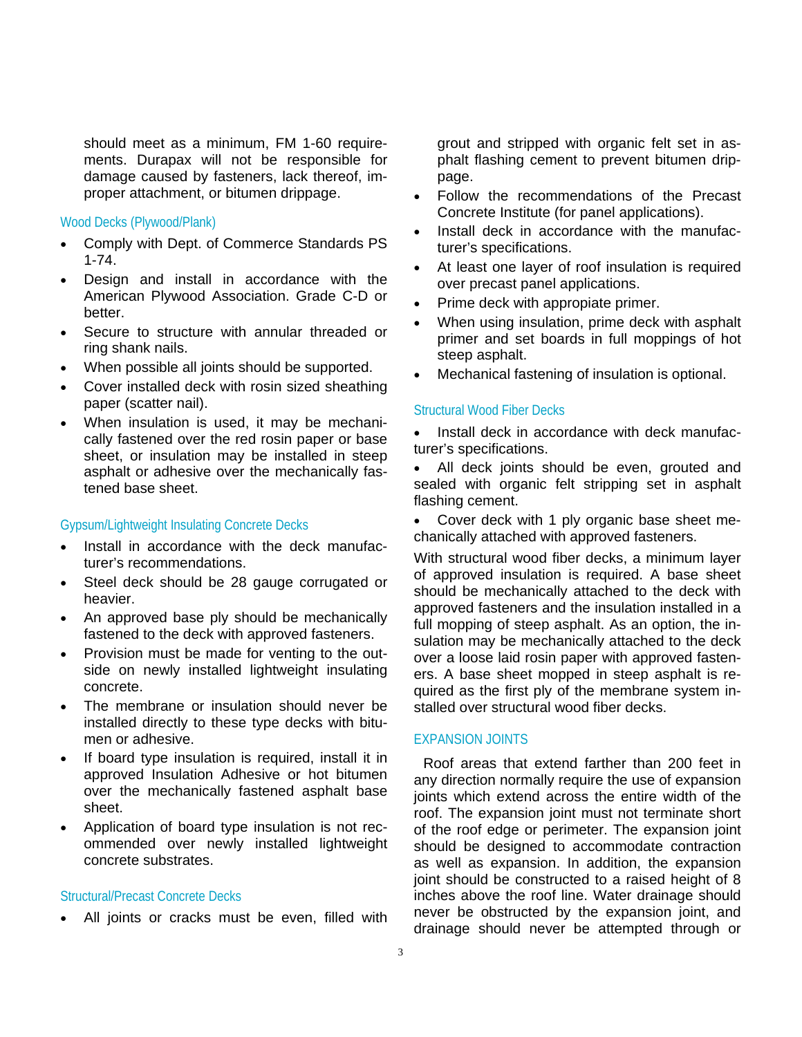should meet as a minimum, FM 1-60 requirements. Durapax will not be responsible for damage caused by fasteners, lack thereof, improper attachment, or bitumen drippage.

### Wood Decks (Plywood/Plank)

- Comply with Dept. of Commerce Standards PS 1-74.
- Design and install in accordance with the American Plywood Association. Grade C-D or better.
- Secure to structure with annular threaded or ring shank nails.
- When possible all joints should be supported.
- Cover installed deck with rosin sized sheathing paper (scatter nail).
- When insulation is used, it may be mechanically fastened over the red rosin paper or base sheet, or insulation may be installed in steep asphalt or adhesive over the mechanically fastened base sheet.

### Gypsum/Lightweight Insulating Concrete Decks

- Install in accordance with the deck manufacturer's recommendations.
- Steel deck should be 28 gauge corrugated or heavier.
- An approved base ply should be mechanically fastened to the deck with approved fasteners.
- Provision must be made for venting to the outside on newly installed lightweight insulating concrete.
- The membrane or insulation should never be installed directly to these type decks with bitumen or adhesive.
- If board type insulation is required, install it in approved Insulation Adhesive or hot bitumen over the mechanically fastened asphalt base sheet.
- Application of board type insulation is not recommended over newly installed lightweight concrete substrates.

### Structural/Precast Concrete Decks

- All joints or cracks must be even, filled with grout and stripped with organic felt set in asphalt flashing cement to prevent bitumen drippage.
- Follow the recommendations of the Precast Concrete Institute (for panel applications).
- Install deck in accordance with the manufacturer's specifications.
- At least one layer of roof insulation is required over precast panel applications.
- Prime deck with appropiate primer.
- When using insulation, prime deck with asphalt primer and set boards in full moppings of hot steep asphalt.
- Mechanical fastening of insulation is optional.

### Structural Wood Fiber Decks

- Install deck in accordance with deck manufacturer's specifications.
- All deck joints should be even, grouted and sealed with organic felt stripping set in asphalt flashing cement.
- Cover deck with 1 ply organic base sheet mechanically attached with approved fasteners.

With structural wood fiber decks, a minimum layer of approved insulation is required. A base sheet should be mechanically attached to the deck with approved fasteners and the insulation installed in a full mopping of steep asphalt. As an option, the insulation may be mechanically attached to the deck over a loose laid rosin paper with approved fasteners. A base sheet mopped in steep asphalt is required as the first ply of the membrane system installed over structural wood fiber decks.

## EXPANSION JOINTS

Roof areas that extend farther than 200 feet in any direction normally require the use of expansion joints which extend across the entire width of the roof. The expansion joint must not terminate short of the roof edge or perimeter. The expansion joint should be designed to accommodate contraction as well as expansion. In addition, the expansion joint should be constructed to a raised height of 8 inches above the roof line. Water drainage should never be obstructed by the expansion joint, and drainage should never be attempted through or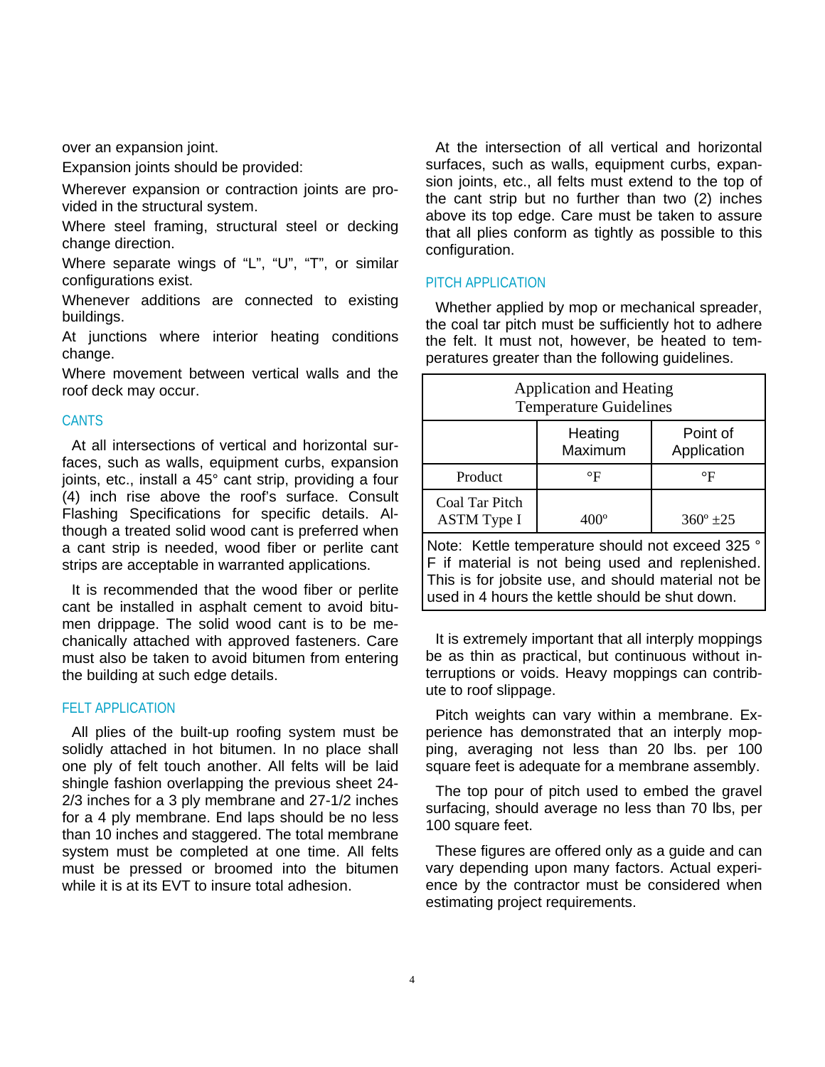over an expansion joint.

Expansion joints should be provided:

Wherever expansion or contraction joints are provided in the structural system.

Where steel framing, structural steel or decking change direction.

Where separate wings of “L”, “U”, “T”, or similar configurations exist.

Whenever additions are connected to existing buildings.

At junctions where interior heating conditions change.

Where movement between vertical walls and the roof deck may occur.

## CANTS

At all intersections of vertical and horizontal surfaces, such as walls, equipment curbs, expansion joints, etc., install a 45° cant strip, providing a four (4) inch rise above the roof's surface. Consult Flashing Specifications for specific details. Although a treated solid wood cant is preferred when a cant strip is needed, wood fiber or perlite cant strips are acceptable in warranted applications.

It is recommended that the wood fiber or perlite cant be installed in asphalt cement to avoid bitumen drippage. The solid wood cant is to be mechanically attached with approved fasteners. Care must also be taken to avoid bitumen from entering the building at such edge details.

## FELT APPLICATION

All plies of the built-up roofing system must be solidly attached in hot bitumen. In no place shall one ply of felt touch another. All felts will be laid shingle fashion overlapping the previous sheet 24-2/3 inches for a 3 ply membrane and 27-1/2 inches for a 4 ply membrane. End laps should be no less than 10 inches and staggered. The total membrane system must be completed at one time. All felts must be pressed or broomed into the bitumen while it is at its EVT to insure total adhesion.

At the intersection of all vertical and horizontal surfaces, such as walls, equipment curbs, expansion joints, etc., all felts must extend to the top of the cant strip but no further than two (2) inches above its top edge. Care must be taken to assure that all plies conform as tightly as possible to this configuration.

## PITCH APPLICATION

Whether applied by mop or mechanical spreader, the coal tar pitch must be sufficiently hot to adhere the felt. It must not, however, be heated to temperatures greater than the following guidelines.

| Application and Heating Temperature Guidelines | | |
|---|---|---|
| | Heating Maximum | Point of Application |
| Product | °F | °F |
| Coal Tar Pitch ASTM Type I | 400° | 360° ±25 |
| Note: Kettle temperature should not exceed 325 ° F if material is not being used and replenished. This is for jobsite use, and should material not be used in 4 hours the kettle should be shut down. | | |

It is extremely important that all interply moppings be as thin as practical, but continuous without interruptions or voids. Heavy moppings can contribute to roof slippage.

Pitch weights can vary within a membrane. Experience has demonstrated that an interply mopping, averaging not less than 20 lbs. per 100 square feet is adequate for a membrane assembly.

The top pour of pitch used to embed the gravel surfacing, should average no less than 70 lbs, per 100 square feet.

These figures are offered only as a guide and can vary depending upon many factors. Actual experience by the contractor must be considered when estimating project requirements.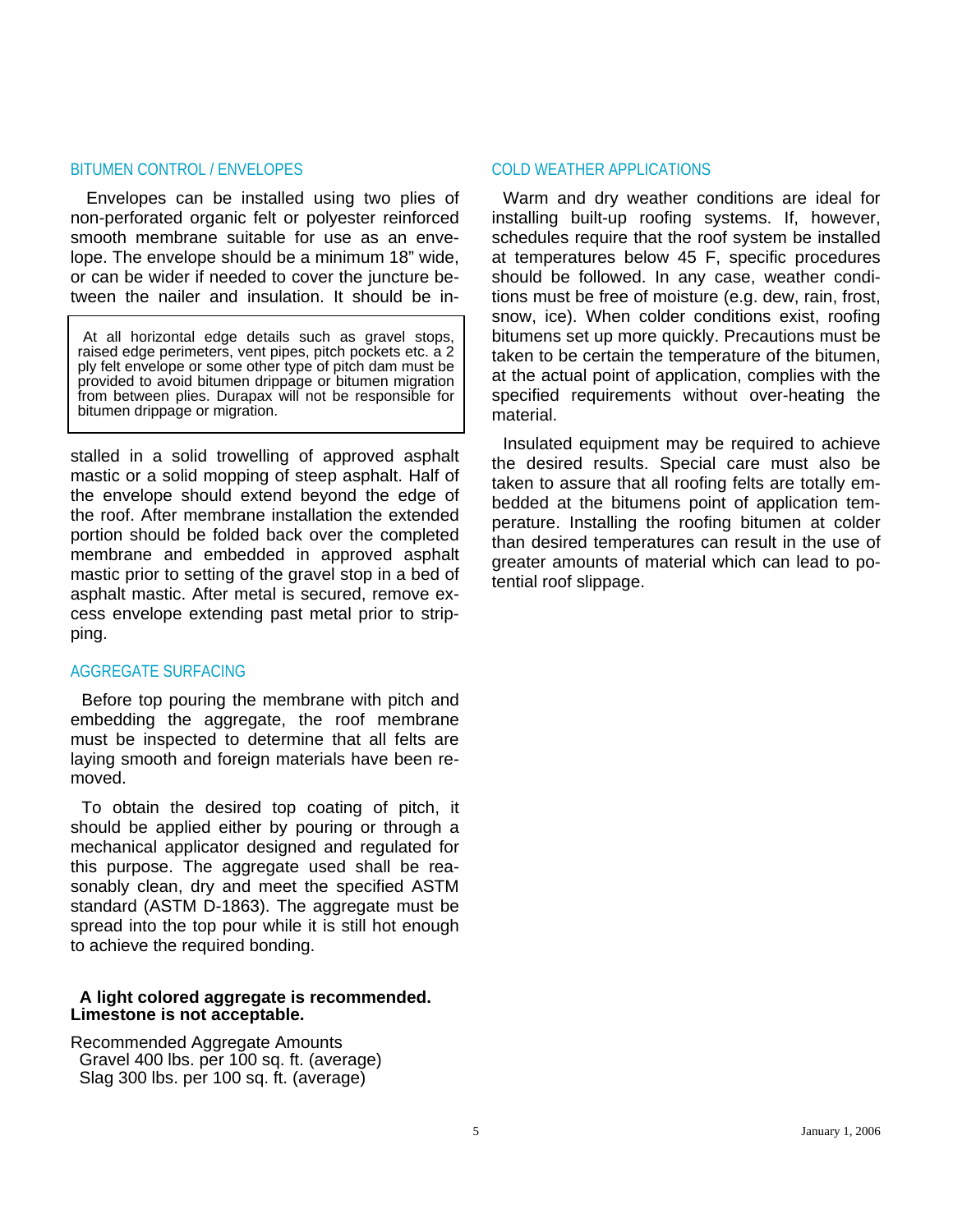## BITUMEN CONTROL / ENVELOPES

Envelopes can be installed using two plies of non-perforated organic felt or polyester reinforced smooth membrane suitable for use as an envelope. The envelope should be a minimum 18" wide, or can be wider if needed to cover the juncture between the nailer and insulation. It should be installed in a solid trowelling of approved asphalt mastic or a solid mopping of steep asphalt. Half of the envelope should extend beyond the edge of the roof. After membrane installation the extended portion should be folded back over the completed membrane and embedded in approved asphalt mastic prior to setting of the gravel stop in a bed of asphalt mastic. After metal is secured, remove excess envelope extending past metal prior to stripping.

> At all horizontal edge details such as gravel stops, raised edge perimeters, vent pipes, pitch pockets etc. a 2 ply felt envelope or some other type of pitch dam must be provided to avoid bitumen drippage or bitumen migration from between plies. Durapax will not be responsible for bitumen drippage or migration.

## AGGREGATE SURFACING

Before top pouring the membrane with pitch and embedding the aggregate, the roof membrane must be inspected to determine that all felts are laying smooth and foreign materials have been removed.

To obtain the desired top coating of pitch, it should be applied either by pouring or through a mechanical applicator designed and regulated for this purpose. The aggregate used shall be reasonably clean, dry and meet the specified ASTM standard (ASTM D-1863). The aggregate must be spread into the top pour while it is still hot enough to achieve the required bonding.

**A light colored aggregate is recommended. Limestone is not acceptable.**

Recommended Aggregate Amounts
Gravel 400 lbs. per 100 sq. ft. (average)
Slag 300 lbs. per 100 sq. ft. (average)

## COLD WEATHER APPLICATIONS

Warm and dry weather conditions are ideal for installing built-up roofing systems. If, however, schedules require that the roof system be installed at temperatures below 45 F, specific procedures should be followed. In any case, weather conditions must be free of moisture (e.g. dew, rain, frost, snow, ice). When colder conditions exist, roofing bitumens set up more quickly. Precautions must be taken to be certain the temperature of the bitumen, at the actual point of application, complies with the specified requirements without over-heating the material.

Insulated equipment may be required to achieve the desired results. Special care must also be taken to assure that all roofing felts are totally embedded at the bitumens point of application temperature. Installing the roofing bitumen at colder than desired temperatures can result in the use of greater amounts of material which can lead to potential roof slippage.